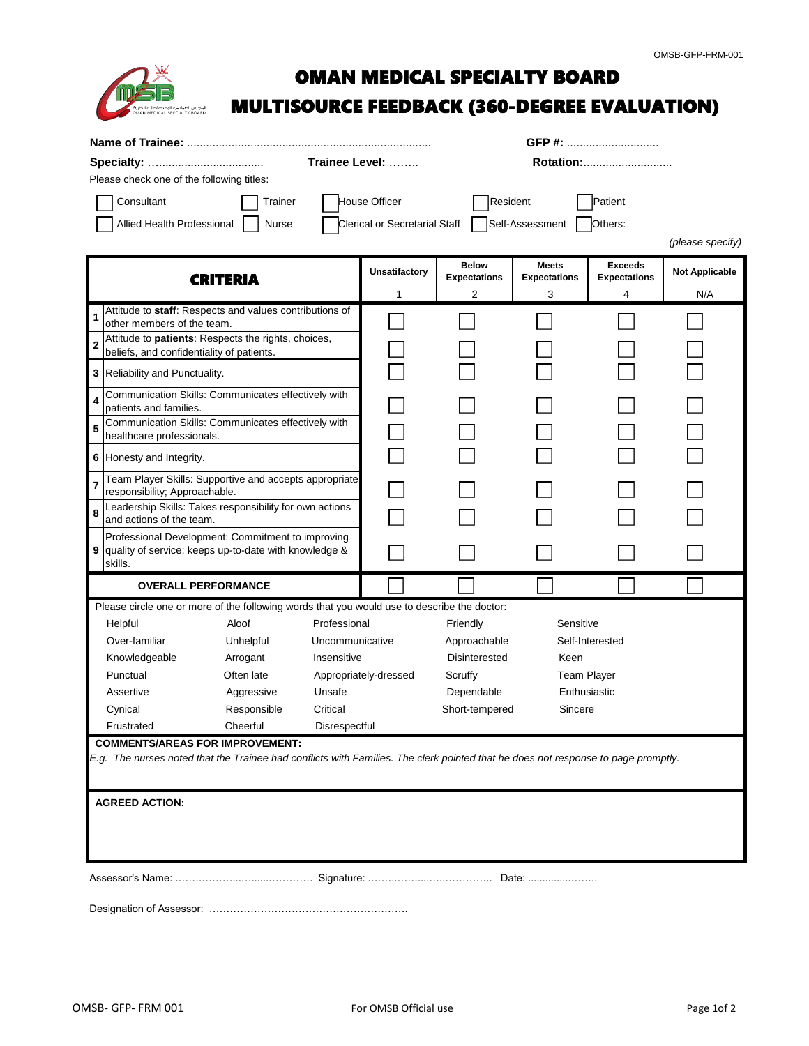OMSB-GFP-FRM-001

# OMAN MEDICAL SPECIALTY BOARD

# MULTISOURCE FEEDBACK (360-DEGREE EVALUATION)

**Name of Trainee:** ............................................................................ **GFP #:** .............................

**Specialty:** …................................ **Trainee Level:** …….. **Rotation:**............................

Please check one of the following titles:

- [ ] Consultant
- [ ] Trainer
- [ ] House Officer
- [ ] Resident
- [ ] Patient
- [ ] Allied Health Professional
- [ ] Nurse
- [ ] Clerical or Secretarial Staff
- [ ] Self-Assessment
- [ ] Others: ______ *(please specify)*

| | CRITERIA | Unsatifactory 1 | Below Expectations 2 | Meets Expectations 3 | Exceeds Expectations 4 | Not Applicable N/A |
|---|---|---|---|---|---|---|
| 1 | Attitude to **staff**: Respects and values contributions of other members of the team. | ☐ | ☐ | ☐ | ☐ | ☐ |
| 2 | Attitude to **patients**: Respects the rights, choices, beliefs, and confidentiality of patients. | ☐ | ☐ | ☐ | ☐ | ☐ |
| 3 | Reliability and Punctuality. | ☐ | ☐ | ☐ | ☐ | ☐ |
| 4 | Communication Skills: Communicates effectively with patients and families. | ☐ | ☐ | ☐ | ☐ | ☐ |
| 5 | Communication Skills: Communicates effectively with healthcare professionals. | ☐ | ☐ | ☐ | ☐ | ☐ |
| 6 | Honesty and Integrity. | ☐ | ☐ | ☐ | ☐ | ☐ |
| 7 | Team Player Skills: Supportive and accepts appropriate responsibility; Approachable. | ☐ | ☐ | ☐ | ☐ | ☐ |
| 8 | Leadership Skills: Takes responsibility for own actions and actions of the team. | ☐ | ☐ | ☐ | ☐ | ☐ |
| 9 | Professional Development: Commitment to improving quality of service; keeps up-to-date with knowledge & skills. | ☐ | ☐ | ☐ | ☐ | ☐ |
| | **OVERALL PERFORMANCE** | ☐ | ☐ | ☐ | ☐ | ☐ |

Please circle one or more of the following words that you would use to describe the doctor:

| | | | | |
|---|---|---|---|---|
| Helpful | Aloof | Professional | Friendly | Sensitive |
| Over-familiar | Unhelpful | Uncommunicative | Approachable | Self-Interested |
| Knowledgeable | Arrogant | Insensitive | Disinterested | Keen |
| Punctual | Often late | Appropriately-dressed | Scruffy | Team Player |
| Assertive | Aggressive | Unsafe | Dependable | Enthusiastic |
| Cynical | Responsible | Critical | Short-tempered | Sincere |
| Frustrated | Cheerful | Disrespectful | | |

**COMMENTS/AREAS FOR IMPROVEMENT:**

*E.g. The nurses noted that the Trainee had conflicts with Families. The clerk pointed that he does not response to page promptly.*

**AGREED ACTION:**

Assessor's Name: ………………..…......………… Signature: ……..……...…..…………. Date: ..............……..

Designation of Assessor: ………………………………………………….

For OMSB Official use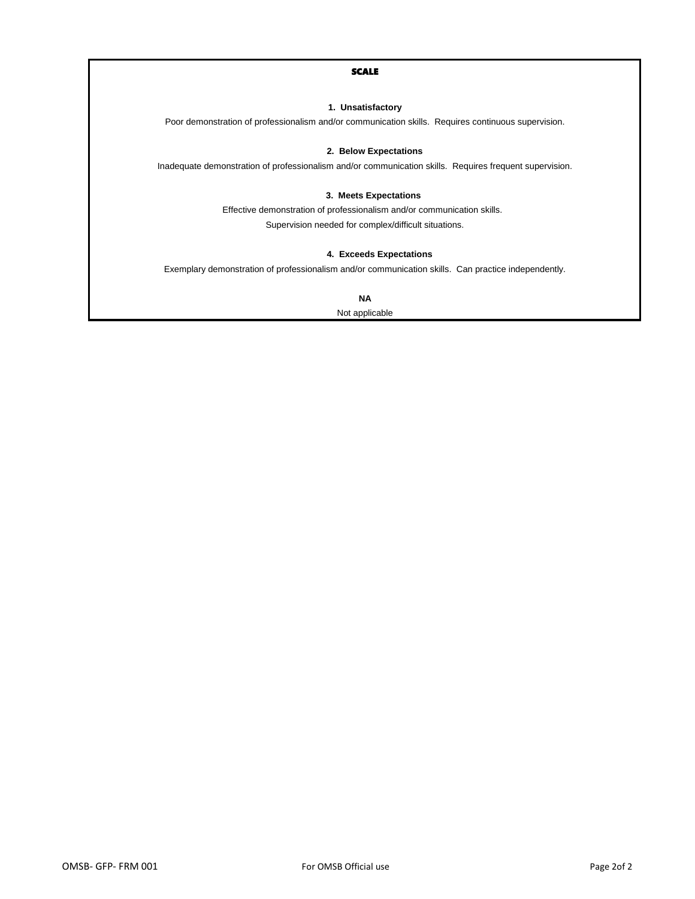## SCALE

**1. Unsatisfactory**

Poor demonstration of professionalism and/or communication skills. Requires continuous supervision.

**2. Below Expectations**

Inadequate demonstration of professionalism and/or communication skills. Requires frequent supervision.

**3. Meets Expectations**

Effective demonstration of professionalism and/or communication skills.

Supervision needed for complex/difficult situations.

**4. Exceeds Expectations**

Exemplary demonstration of professionalism and/or communication skills. Can practice independently.

**NA**

Not applicable